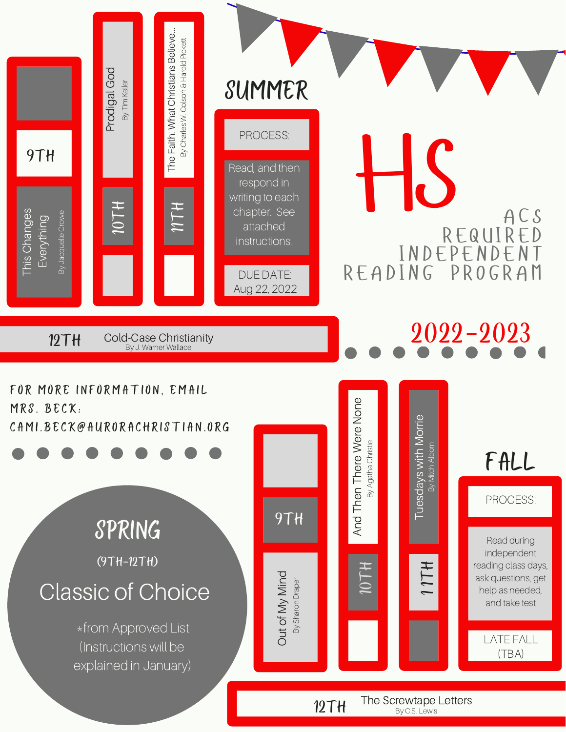# HS

## ACS REQUIRED INDEPENDENT READING PROGRAM

## 2022-2023

## SUMMER

- 9TH: This Changes Everything — By Jacquelle Crowe
- 10TH: Prodigal God — By Tim Keller
- 11TH: The Faith: What Christians Believe... — By Charles W. Colson & Harold Pickett
- 12TH: Cold-Case Christianity — By J. Warner Wallace

**PROCESS:**

Read, and then respond in writing to each chapter. See attached instructions.

**DUE DATE:**
Aug 22, 2022

## FALL

- 9TH: Out of My Mind — By Sharon Draper
- 10TH: And Then There Were None — By Agatha Christie
- 11TH: Tuesdays with Morrie — By Mitch Albom
- 12TH: The Screwtape Letters — By C.S. Lewis

**PROCESS:**

Read during independent reading class days, ask questions, get help as needed, and take test

LATE FALL (TBA)

## SPRING

(9TH-12TH)

Classic of Choice

*from Approved List (Instructions will be explained in January)

FOR MORE INFORMATION, EMAIL MRS. BECK: CAMI.BECK@AURORACHRISTIAN.ORG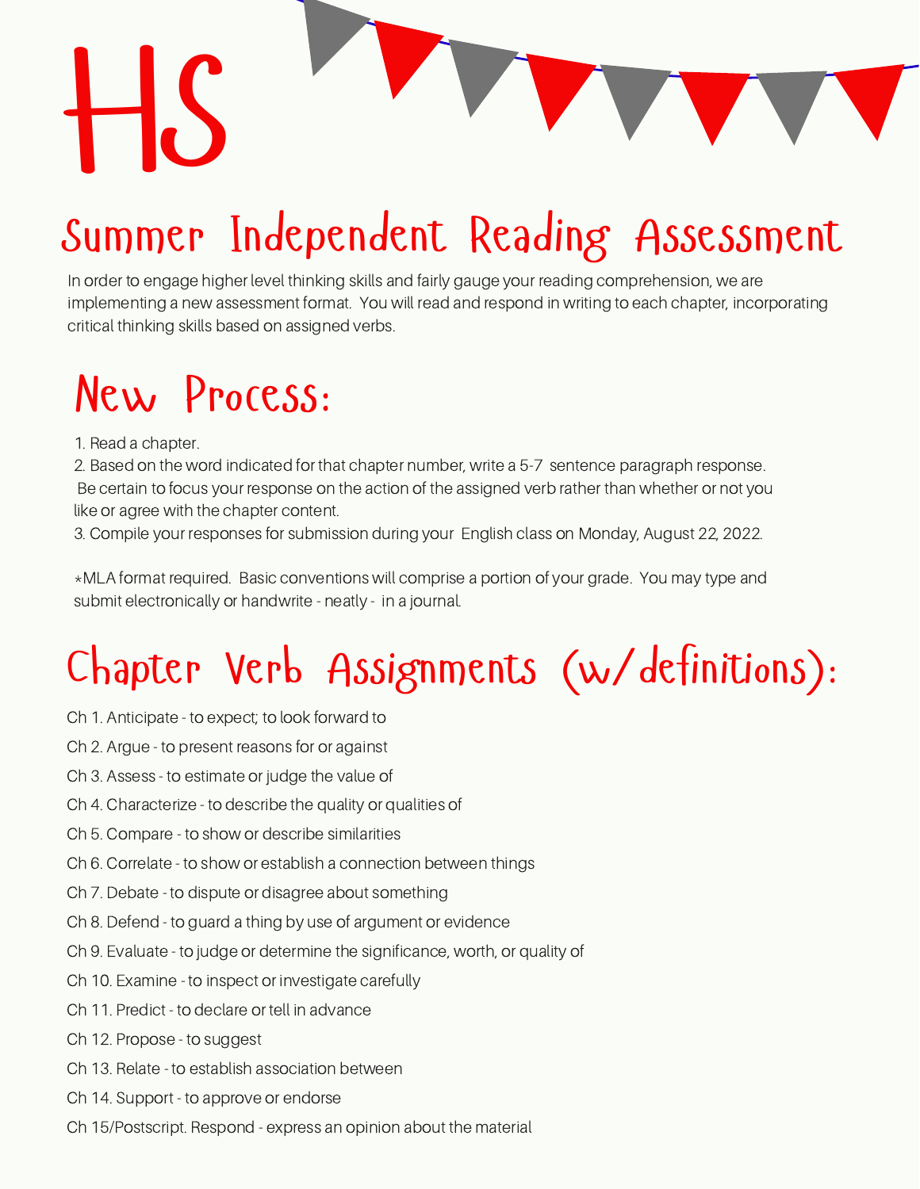# HS

## Summer Independent Reading Assessment

In order to engage higher level thinking skills and fairly gauge your reading comprehension, we are implementing a new assessment format. You will read and respond in writing to each chapter, incorporating critical thinking skills based on assigned verbs.

## New Process:

1. Read a chapter.
2. Based on the word indicated for that chapter number, write a 5-7 sentence paragraph response. Be certain to focus your response on the action of the assigned verb rather than whether or not you like or agree with the chapter content.
3. Compile your responses for submission during your English class on Monday, August 22, 2022.

*MLA format required. Basic conventions will comprise a portion of your grade. You may type and submit electronically or handwrite - neatly - in a journal.

## Chapter Verb Assignments (w/definitions):

Ch 1. Anticipate - to expect; to look forward to

Ch 2. Argue - to present reasons for or against

Ch 3. Assess - to estimate or judge the value of

Ch 4. Characterize - to describe the quality or qualities of

Ch 5. Compare - to show or describe similarities

Ch 6. Correlate - to show or establish a connection between things

Ch 7. Debate - to dispute or disagree about something

Ch 8. Defend - to guard a thing by use of argument or evidence

Ch 9. Evaluate - to judge or determine the significance, worth, or quality of

Ch 10. Examine - to inspect or investigate carefully

Ch 11. Predict - to declare or tell in advance

Ch 12. Propose - to suggest

Ch 13. Relate - to establish association between

Ch 14. Support - to approve or endorse

Ch 15/Postscript. Respond - express an opinion about the material